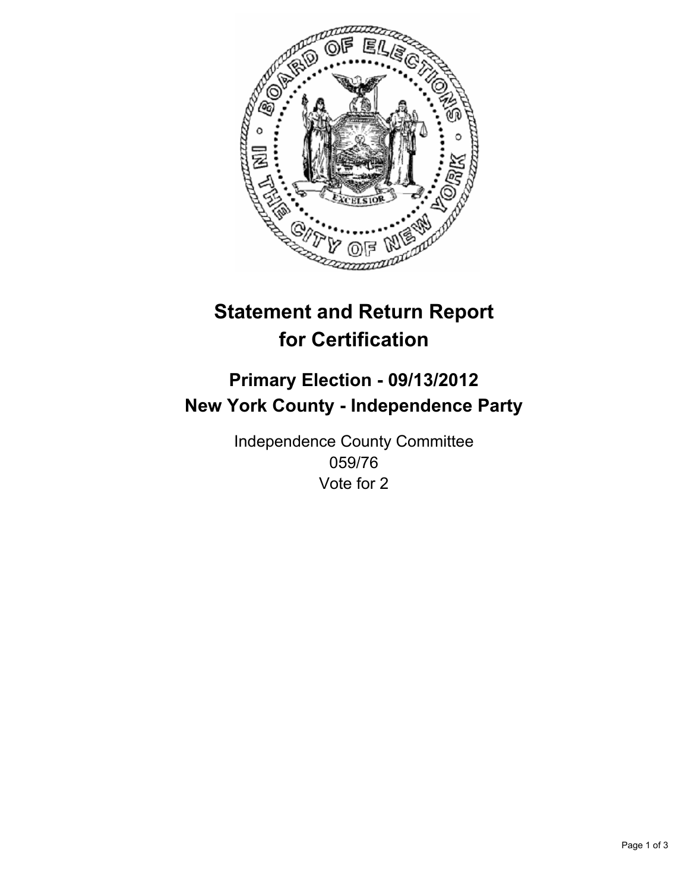# Statement and Return Report for Certification

## Primary Election - 09/13/2012
## New York County - Independence Party

Independence County Committee
059/76
Vote for 2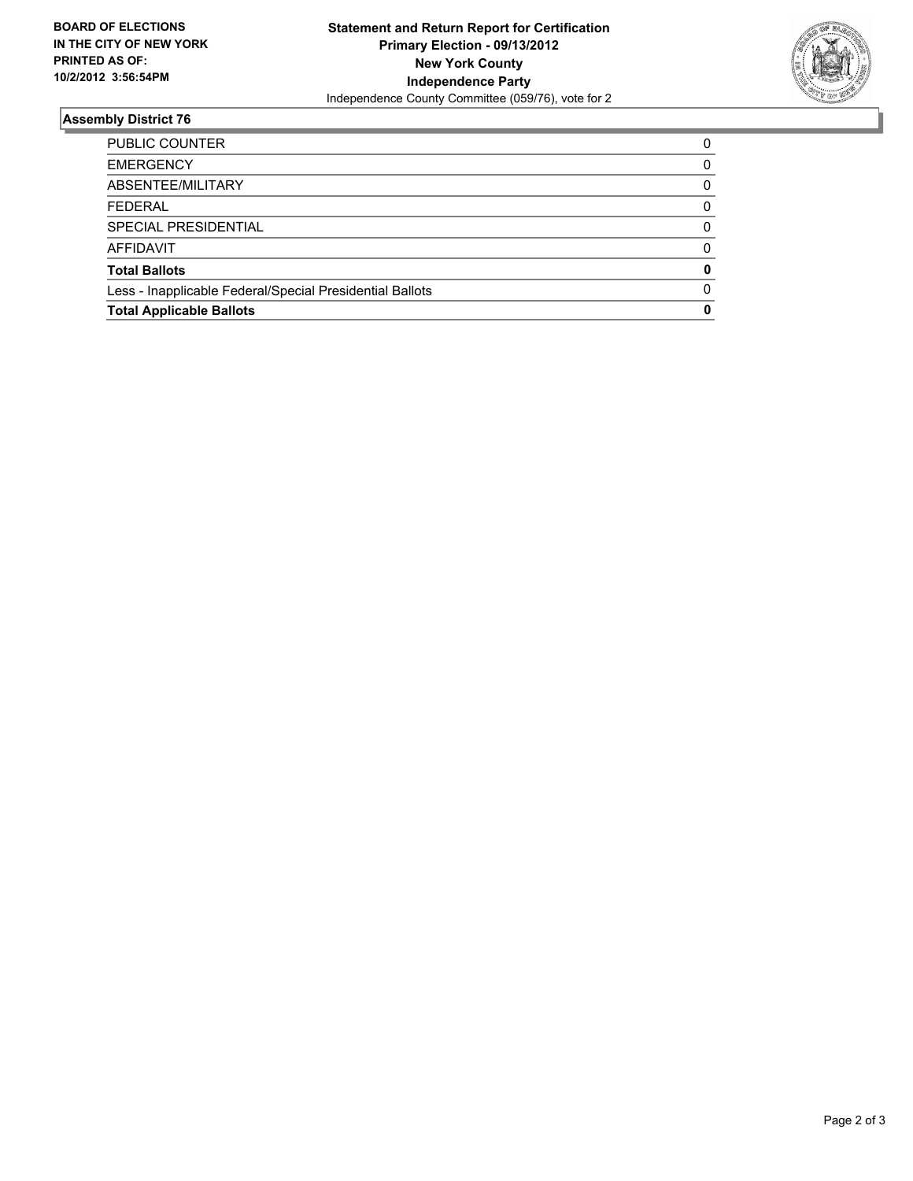**BOARD OF ELECTIONS IN THE CITY OF NEW YORK PRINTED AS OF: 10/2/2012 3:56:54PM**

**Statement and Return Report for Certification**
**Primary Election - 09/13/2012**
**New York County**
**Independence Party**
Independence County Committee (059/76), vote for 2

## Assembly District 76

| | |
|---|---|
| PUBLIC COUNTER | 0 |
| EMERGENCY | 0 |
| ABSENTEE/MILITARY | 0 |
| FEDERAL | 0 |
| SPECIAL PRESIDENTIAL | 0 |
| AFFIDAVIT | 0 |
| **Total Ballots** | **0** |
| Less - Inapplicable Federal/Special Presidential Ballots | 0 |
| **Total Applicable Ballots** | **0** |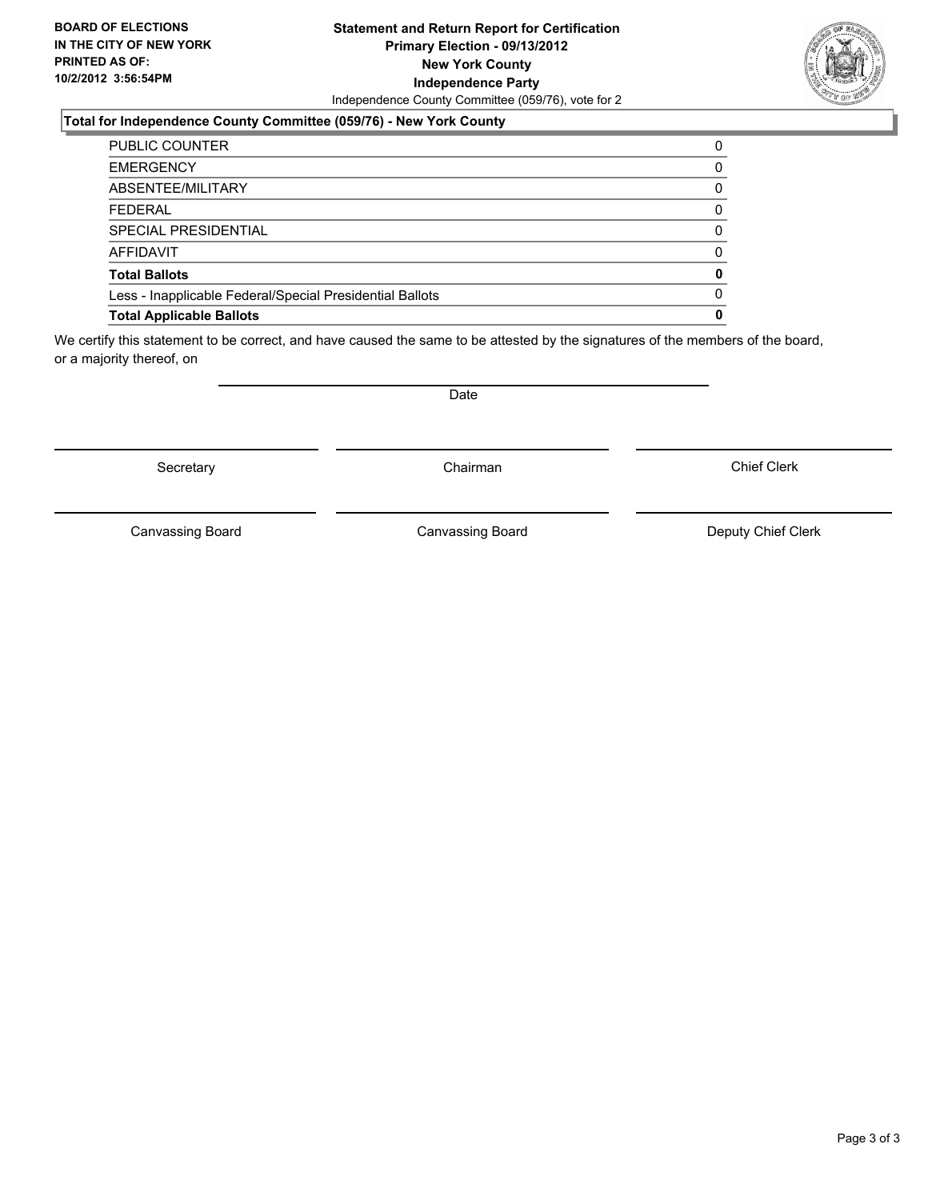**BOARD OF ELECTIONS IN THE CITY OF NEW YORK PRINTED AS OF: 10/2/2012 3:56:54PM**

**Statement and Return Report for Certification**
**Primary Election - 09/13/2012**
**New York County**
**Independence Party**
Independence County Committee (059/76), vote for 2

**Total for Independence County Committee (059/76) - New York County**

| | |
|---|---|
| PUBLIC COUNTER | 0 |
| EMERGENCY | 0 |
| ABSENTEE/MILITARY | 0 |
| FEDERAL | 0 |
| SPECIAL PRESIDENTIAL | 0 |
| AFFIDAVIT | 0 |
| **Total Ballots** | **0** |
| Less - Inapplicable Federal/Special Presidential Ballots | 0 |
| **Total Applicable Ballots** | **0** |

We certify this statement to be correct, and have caused the same to be attested by the signatures of the members of the board, or a majority thereof, on

Date

Secretary | Chairman | Chief Clerk

Canvassing Board | Canvassing Board | Deputy Chief Clerk